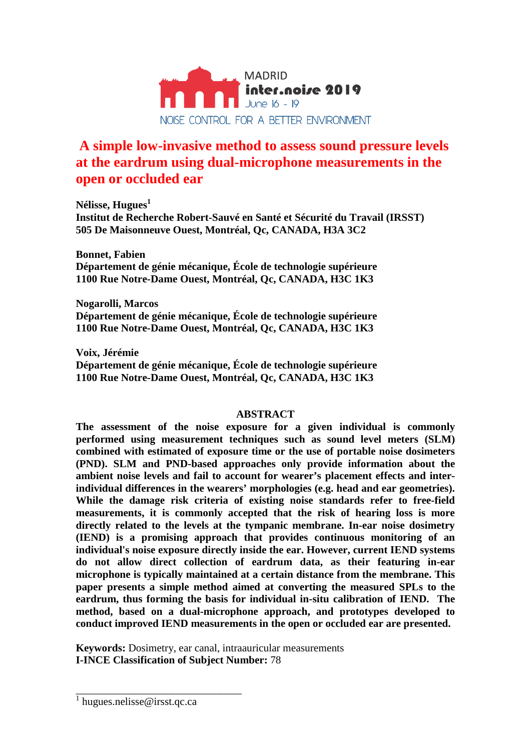# A simple low-invasive method to assess sound pressure levels at the eardrum using dual-microphone measurements in the open or occluded ear

**Nélisse, Hugues[1]**
**Institut de Recherche Robert-Sauvé en Santé et Sécurité du Travail (IRSST)**
**505 De Maisonneuve Ouest, Montréal, Qc, CANADA, H3A 3C2**

**Bonnet, Fabien**
**Département de génie mécanique, École de technologie supérieure**
**1100 Rue Notre-Dame Ouest, Montréal, Qc, CANADA, H3C 1K3**

**Nogarolli, Marcos**
**Département de génie mécanique, École de technologie supérieure**
**1100 Rue Notre-Dame Ouest, Montréal, Qc, CANADA, H3C 1K3**

**Voix, Jérémie**
**Département de génie mécanique, École de technologie supérieure**
**1100 Rue Notre-Dame Ouest, Montréal, Qc, CANADA, H3C 1K3**

## ABSTRACT

**The assessment of the noise exposure for a given individual is commonly performed using measurement techniques such as sound level meters (SLM) combined with estimated of exposure time or the use of portable noise dosimeters (PND). SLM and PND-based approaches only provide information about the ambient noise levels and fail to account for wearer's placement effects and inter-individual differences in the wearers' morphologies (e.g. head and ear geometries). While the damage risk criteria of existing noise standards refer to free-field measurements, it is commonly accepted that the risk of hearing loss is more directly related to the levels at the tympanic membrane. In-ear noise dosimetry (IEND) is a promising approach that provides continuous monitoring of an individual's noise exposure directly inside the ear. However, current IEND systems do not allow direct collection of eardrum data, as their featuring in-ear microphone is typically maintained at a certain distance from the membrane. This paper presents a simple method aimed at converting the measured SPLs to the eardrum, thus forming the basis for individual in-situ calibration of IEND. The method, based on a dual-microphone approach, and prototypes developed to conduct improved IEND measurements in the open or occluded ear are presented.**

**Keywords:** Dosimetry, ear canal, intraauricular measurements
**I-INCE Classification of Subject Number:** 78

[1] hugues.nelisse@irsst.qc.ca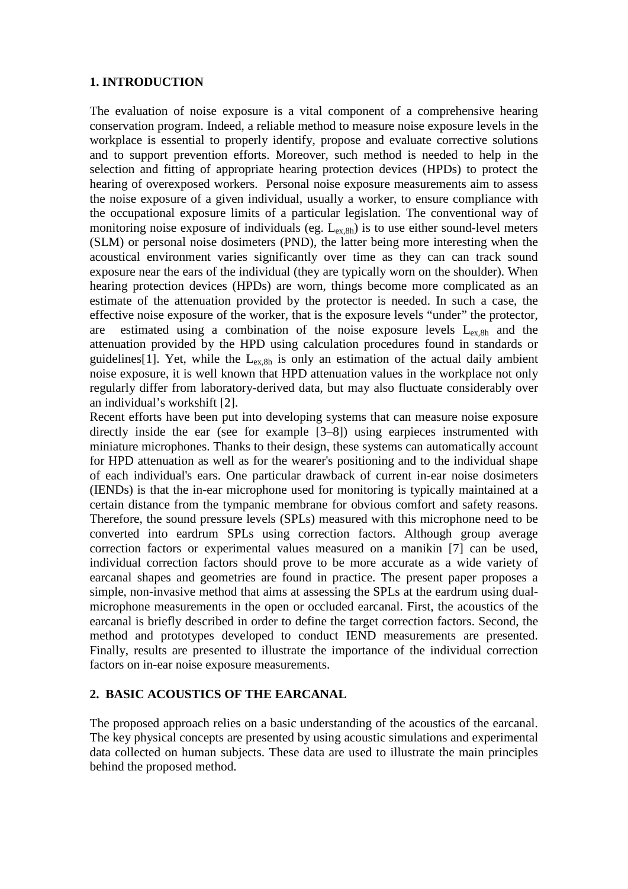## 1. INTRODUCTION

The evaluation of noise exposure is a vital component of a comprehensive hearing conservation program. Indeed, a reliable method to measure noise exposure levels in the workplace is essential to properly identify, propose and evaluate corrective solutions and to support prevention efforts. Moreover, such method is needed to help in the selection and fitting of appropriate hearing protection devices (HPDs) to protect the hearing of overexposed workers. Personal noise exposure measurements aim to assess the noise exposure of a given individual, usually a worker, to ensure compliance with the occupational exposure limits of a particular legislation. The conventional way of monitoring noise exposure of individuals (eg. $L_{ex,8h}$) is to use either sound-level meters (SLM) or personal noise dosimeters (PND), the latter being more interesting when the acoustical environment varies significantly over time as they can can track sound exposure near the ears of the individual (they are typically worn on the shoulder). When hearing protection devices (HPDs) are worn, things become more complicated as an estimate of the attenuation provided by the protector is needed. In such a case, the effective noise exposure of the worker, that is the exposure levels "under" the protector, are estimated using a combination of the noise exposure levels $L_{ex,8h}$ and the attenuation provided by the HPD using calculation procedures found in standards or guidelines[1]. Yet, while the $L_{ex,8h}$ is only an estimation of the actual daily ambient noise exposure, it is well known that HPD attenuation values in the workplace not only regularly differ from laboratory-derived data, but may also fluctuate considerably over an individual's workshift [2].

Recent efforts have been put into developing systems that can measure noise exposure directly inside the ear (see for example [3–8]) using earpieces instrumented with miniature microphones. Thanks to their design, these systems can automatically account for HPD attenuation as well as for the wearer's positioning and to the individual shape of each individual's ears. One particular drawback of current in-ear noise dosimeters (IENDs) is that the in-ear microphone used for monitoring is typically maintained at a certain distance from the tympanic membrane for obvious comfort and safety reasons. Therefore, the sound pressure levels (SPLs) measured with this microphone need to be converted into eardrum SPLs using correction factors. Although group average correction factors or experimental values measured on a manikin [7] can be used, individual correction factors should prove to be more accurate as a wide variety of earcanal shapes and geometries are found in practice. The present paper proposes a simple, non-invasive method that aims at assessing the SPLs at the eardrum using dual-microphone measurements in the open or occluded earcanal. First, the acoustics of the earcanal is briefly described in order to define the target correction factors. Second, the method and prototypes developed to conduct IEND measurements are presented. Finally, results are presented to illustrate the importance of the individual correction factors on in-ear noise exposure measurements.

## 2. BASIC ACOUSTICS OF THE EARCANAL

The proposed approach relies on a basic understanding of the acoustics of the earcanal. The key physical concepts are presented by using acoustic simulations and experimental data collected on human subjects. These data are used to illustrate the main principles behind the proposed method.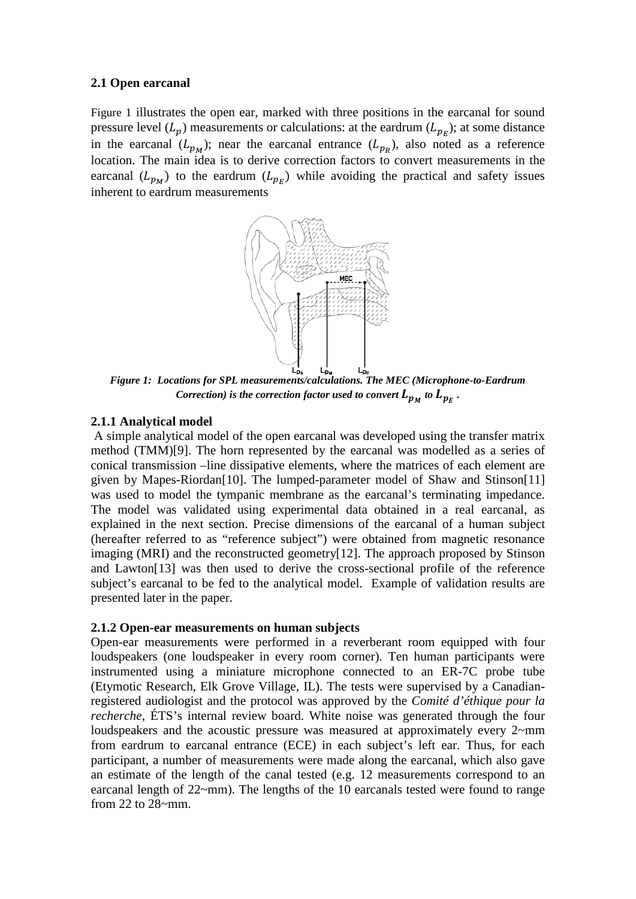### 2.1 Open earcanal

Figure 1 illustrates the open ear, marked with three positions in the earcanal for sound pressure level ($L_p$) measurements or calculations: at the eardrum ($L_{p_E}$); at some distance in the earcanal ($L_{p_M}$); near the earcanal entrance ($L_{p_R}$), also noted as a reference location. The main idea is to derive correction factors to convert measurements in the earcanal ($L_{p_M}$) to the eardrum ($L_{p_E}$) while avoiding the practical and safety issues inherent to eardrum measurements

*Figure 1: Locations for SPL measurements/calculations. The MEC (Microphone-to-Eardrum Correction) is the correction factor used to convert $L_{p_M}$ to $L_{p_E}$.*

#### 2.1.1 Analytical model

A simple analytical model of the open earcanal was developed using the transfer matrix method (TMM)[9]. The horn represented by the earcanal was modelled as a series of conical transmission –line dissipative elements, where the matrices of each element are given by Mapes-Riordan[10]. The lumped-parameter model of Shaw and Stinson[11] was used to model the tympanic membrane as the earcanal's terminating impedance. The model was validated using experimental data obtained in a real earcanal, as explained in the next section. Precise dimensions of the earcanal of a human subject (hereafter referred to as "reference subject") were obtained from magnetic resonance imaging (MRI) and the reconstructed geometry[12]. The approach proposed by Stinson and Lawton[13] was then used to derive the cross-sectional profile of the reference subject's earcanal to be fed to the analytical model. Example of validation results are presented later in the paper.

#### 2.1.2 Open-ear measurements on human subjects

Open-ear measurements were performed in a reverberant room equipped with four loudspeakers (one loudspeaker in every room corner). Ten human participants were instrumented using a miniature microphone connected to an ER-7C probe tube (Etymotic Research, Elk Grove Village, IL). The tests were supervised by a Canadian-registered audiologist and the protocol was approved by the *Comité d'éthique pour la recherche*, ÉTS's internal review board. White noise was generated through the four loudspeakers and the acoustic pressure was measured at approximately every 2~mm from eardrum to earcanal entrance (ECE) in each subject's left ear. Thus, for each participant, a number of measurements were made along the earcanal, which also gave an estimate of the length of the canal tested (e.g. 12 measurements correspond to an earcanal length of 22~mm). The lengths of the 10 earcanals tested were found to range from 22 to 28~mm.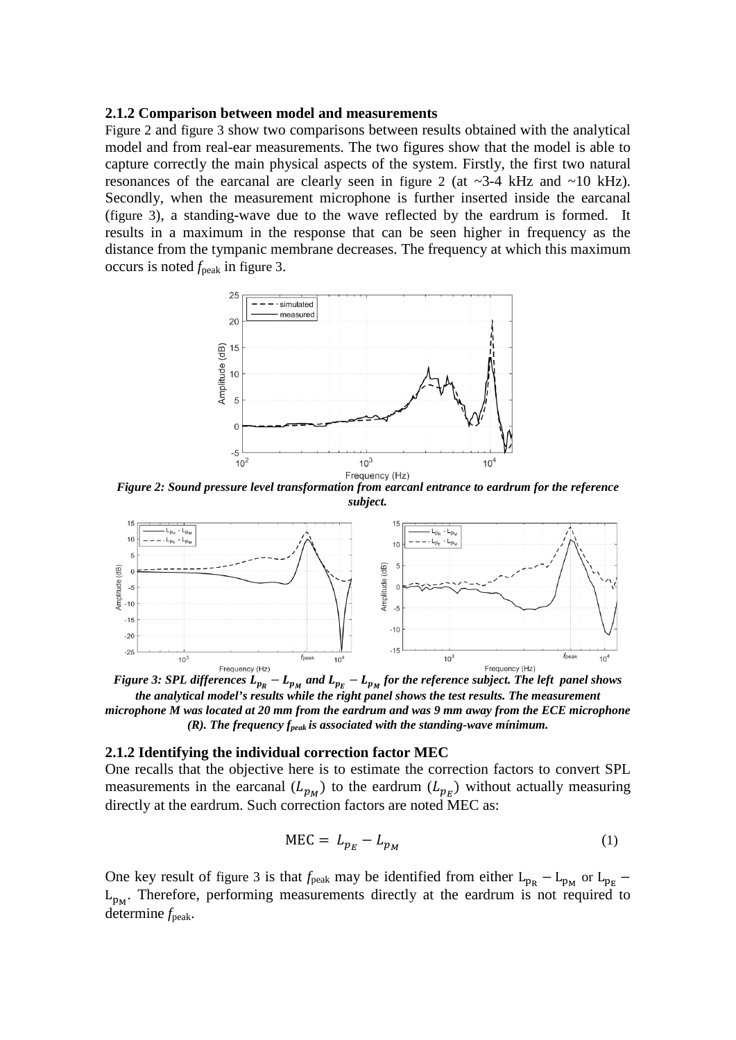### 2.1.2 Comparison between model and measurements

Figure 2 and figure 3 show two comparisons between results obtained with the analytical model and from real-ear measurements. The two figures show that the model is able to capture correctly the main physical aspects of the system. Firstly, the first two natural resonances of the earcanal are clearly seen in figure 2 (at ~3-4 kHz and ~10 kHz). Secondly, when the measurement microphone is further inserted inside the earcanal (figure 3), a standing-wave due to the wave reflected by the eardrum is formed. It results in a maximum in the response that can be seen higher in frequency as the distance from the tympanic membrane decreases. The frequency at which this maximum occurs is noted $f_{\text{peak}}$ in figure 3.

***Figure 2: Sound pressure level transformation from earcanl entrance to eardrum for the reference subject.***

***Figure 3: SPL differences $L_{p_R} - L_{p_M}$ and $L_{p_E} - L_{p_M}$ for the reference subject. The left panel shows the analytical model's results while the right panel shows the test results. The measurement microphone M was located at 20 mm from the eardrum and was 9 mm away from the ECE microphone (R). The frequency $f_{peak}$ is associated with the standing-wave mínimum.***

### 2.1.2 Identifying the individual correction factor MEC

One recalls that the objective here is to estimate the correction factors to convert SPL measurements in the earcanal ($L_{p_M}$) to the eardrum ($L_{p_E}$) without actually measuring directly at the eardrum. Such correction factors are noted MEC as:

$$\text{MEC} = L_{p_E} - L_{p_M} \tag{1}$$

One key result of figure 3 is that $f_{\text{peak}}$ may be identified from either $\text{L}_{\text{p}_\text{R}} - \text{L}_{\text{p}_\text{M}}$ or $\text{L}_{\text{p}_\text{E}} - \text{L}_{\text{p}_\text{M}}$. Therefore, performing measurements directly at the eardrum is not required to determine $f_{\text{peak}}$.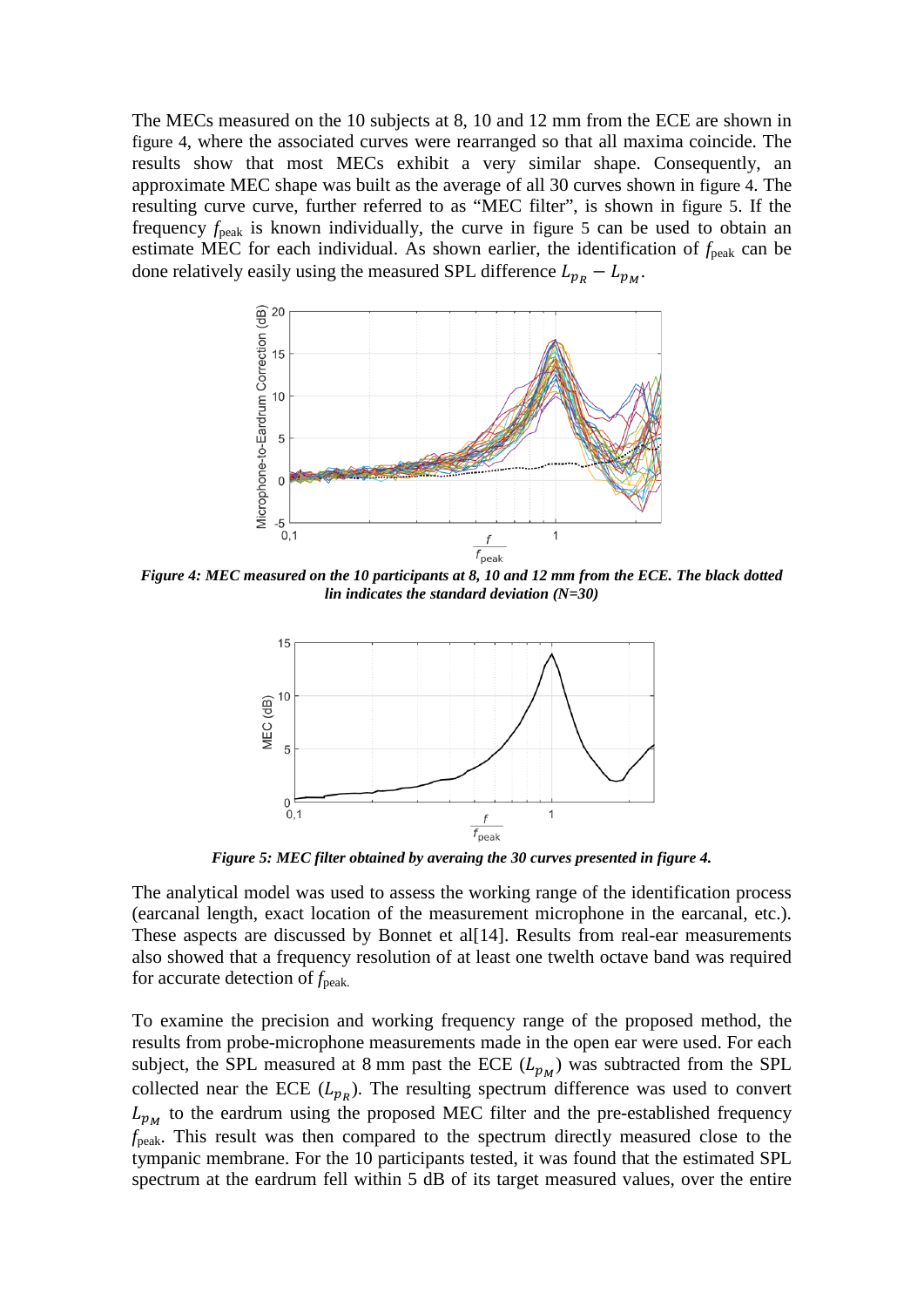The MECs measured on the 10 subjects at 8, 10 and 12 mm from the ECE are shown in figure 4, where the associated curves were rearranged so that all maxima coincide. The results show that most MECs exhibit a very similar shape. Consequently, an approximate MEC shape was built as the average of all 30 curves shown in figure 4. The resulting curve curve, further referred to as "MEC filter", is shown in figure 5. If the frequency $f_{\text{peak}}$ is known individually, the curve in figure 5 can be used to obtain an estimate MEC for each individual. As shown earlier, the identification of $f_{\text{peak}}$ can be done relatively easily using the measured SPL difference $L_{p_R} - L_{p_M}$.

***Figure 4: MEC measured on the 10 participants at 8, 10 and 12 mm from the ECE. The black dotted lin indicates the standard deviation (N=30)***

***Figure 5: MEC filter obtained by averaing the 30 curves presented in figure 4.***

The analytical model was used to assess the working range of the identification process (earcanal length, exact location of the measurement microphone in the earcanal, etc.). These aspects are discussed by Bonnet et al[14]. Results from real-ear measurements also showed that a frequency resolution of at least one twelth octave band was required for accurate detection of $f_{\text{peak.}}$

To examine the precision and working frequency range of the proposed method, the results from probe-microphone measurements made in the open ear were used. For each subject, the SPL measured at 8 mm past the ECE ($L_{p_M}$) was subtracted from the SPL collected near the ECE ($L_{p_R}$). The resulting spectrum difference was used to convert $L_{p_M}$ to the eardrum using the proposed MEC filter and the pre-established frequency $f_{\text{peak}}$. This result was then compared to the spectrum directly measured close to the tympanic membrane. For the 10 participants tested, it was found that the estimated SPL spectrum at the eardrum fell within 5 dB of its target measured values, over the entire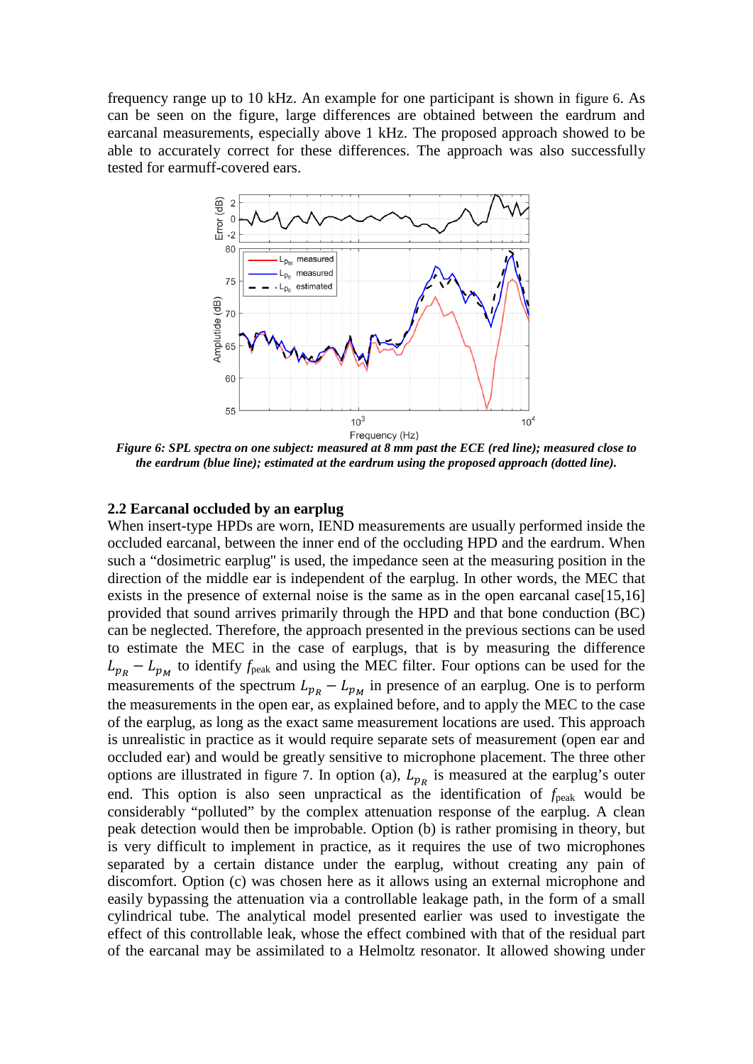frequency range up to 10 kHz. An example for one participant is shown in figure 6. As can be seen on the figure, large differences are obtained between the eardrum and earcanal measurements, especially above 1 kHz. The proposed approach showed to be able to accurately correct for these differences. The approach was also successfully tested for earmuff-covered ears.

***Figure 6: SPL spectra on one subject: measured at 8 mm past the ECE (red line); measured close to the eardrum (blue line); estimated at the eardrum using the proposed approach (dotted line).***

## 2.2 Earcanal occluded by an earplug

When insert-type HPDs are worn, IEND measurements are usually performed inside the occluded earcanal, between the inner end of the occluding HPD and the eardrum. When such a "dosimetric earplug" is used, the impedance seen at the measuring position in the direction of the middle ear is independent of the earplug. In other words, the MEC that exists in the presence of external noise is the same as in the open earcanal case[15,16] provided that sound arrives primarily through the HPD and that bone conduction (BC) can be neglected. Therefore, the approach presented in the previous sections can be used to estimate the MEC in the case of earplugs, that is by measuring the difference $L_{p_R} - L_{p_M}$ to identify $f_{\text{peak}}$ and using the MEC filter. Four options can be used for the measurements of the spectrum $L_{p_R} - L_{p_M}$ in presence of an earplug. One is to perform the measurements in the open ear, as explained before, and to apply the MEC to the case of the earplug, as long as the exact same measurement locations are used. This approach is unrealistic in practice as it would require separate sets of measurement (open ear and occluded ear) and would be greatly sensitive to microphone placement. The three other options are illustrated in figure 7. In option (a), $L_{p_R}$ is measured at the earplug's outer end. This option is also seen unpractical as the identification of $f_{\text{peak}}$ would be considerably "polluted" by the complex attenuation response of the earplug. A clean peak detection would then be improbable. Option (b) is rather promising in theory, but is very difficult to implement in practice, as it requires the use of two microphones separated by a certain distance under the earplug, without creating any pain of discomfort. Option (c) was chosen here as it allows using an external microphone and easily bypassing the attenuation via a controllable leakage path, in the form of a small cylindrical tube. The analytical model presented earlier was used to investigate the effect of this controllable leak, whose the effect combined with that of the residual part of the earcanal may be assimilated to a Helmoltz resonator. It allowed showing under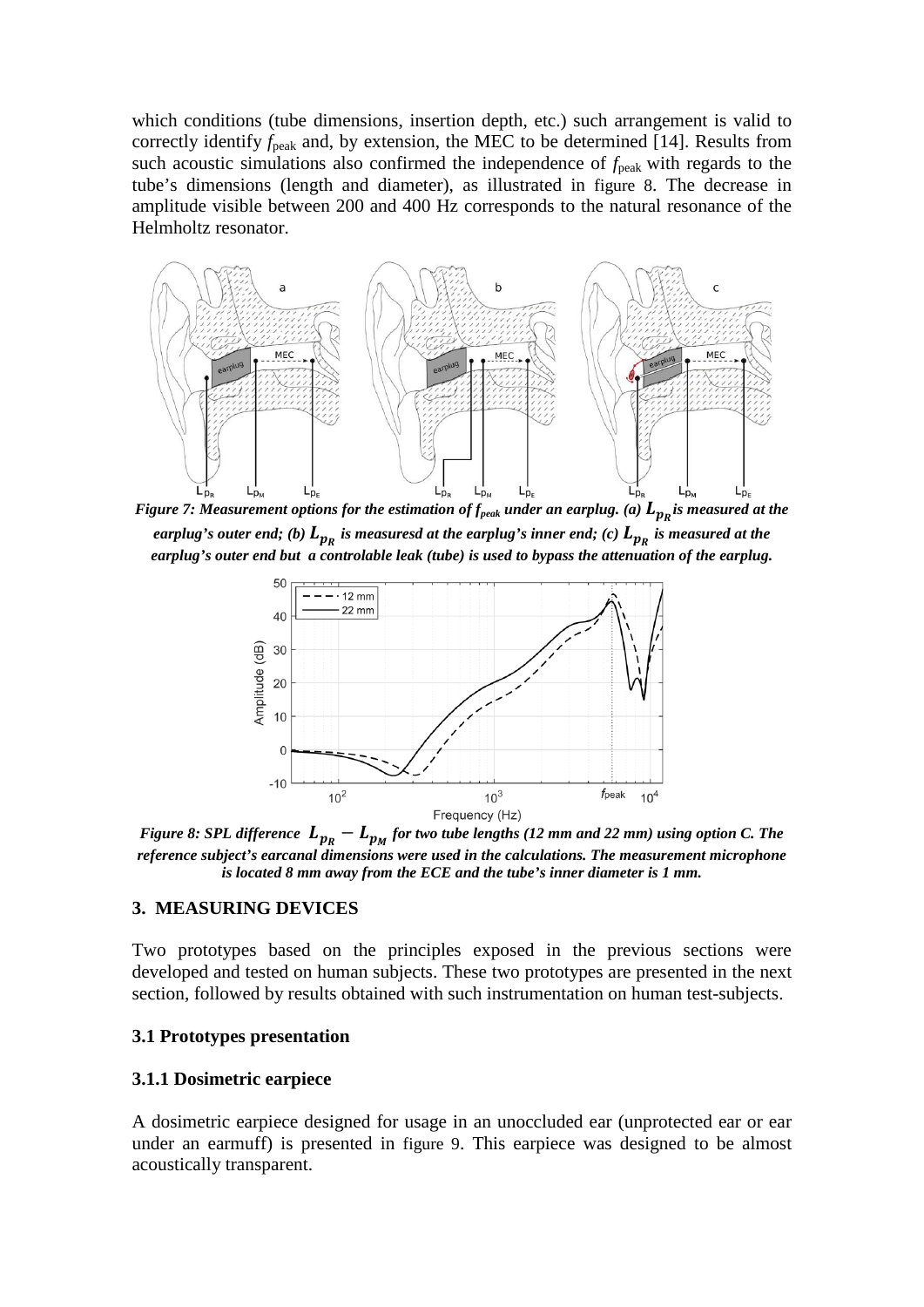which conditions (tube dimensions, insertion depth, etc.) such arrangement is valid to correctly identify $f_{peak}$ and, by extension, the MEC to be determined [14]. Results from such acoustic simulations also confirmed the independence of $f_{peak}$ with regards to the tube's dimensions (length and diameter), as illustrated in figure 8. The decrease in amplitude visible between 200 and 400 Hz corresponds to the natural resonance of the Helmholtz resonator.

***Figure 7: Measurement options for the estimation of $f_{peak}$ under an earplug. (a) $L_{p_R}$ is measured at the earplug's outer end; (b) $L_{p_R}$ is measuresd at the earplug's inner end; (c) $L_{p_R}$ is measured at the earplug's outer end but a controlable leak (tube) is used to bypass the attenuation of the earplug.***

***Figure 8: SPL difference $L_{p_R} - L_{p_M}$ for two tube lengths (12 mm and 22 mm) using option C. The reference subject's earcanal dimensions were used in the calculations. The measurement microphone is located 8 mm away from the ECE and the tube's inner diameter is 1 mm.***

## 3. MEASURING DEVICES

Two prototypes based on the principles exposed in the previous sections were developed and tested on human subjects. These two prototypes are presented in the next section, followed by results obtained with such instrumentation on human test-subjects.

### 3.1 Prototypes presentation

### 3.1.1 Dosimetric earpiece

A dosimetric earpiece designed for usage in an unoccluded ear (unprotected ear or ear under an earmuff) is presented in figure 9. This earpiece was designed to be almost acoustically transparent.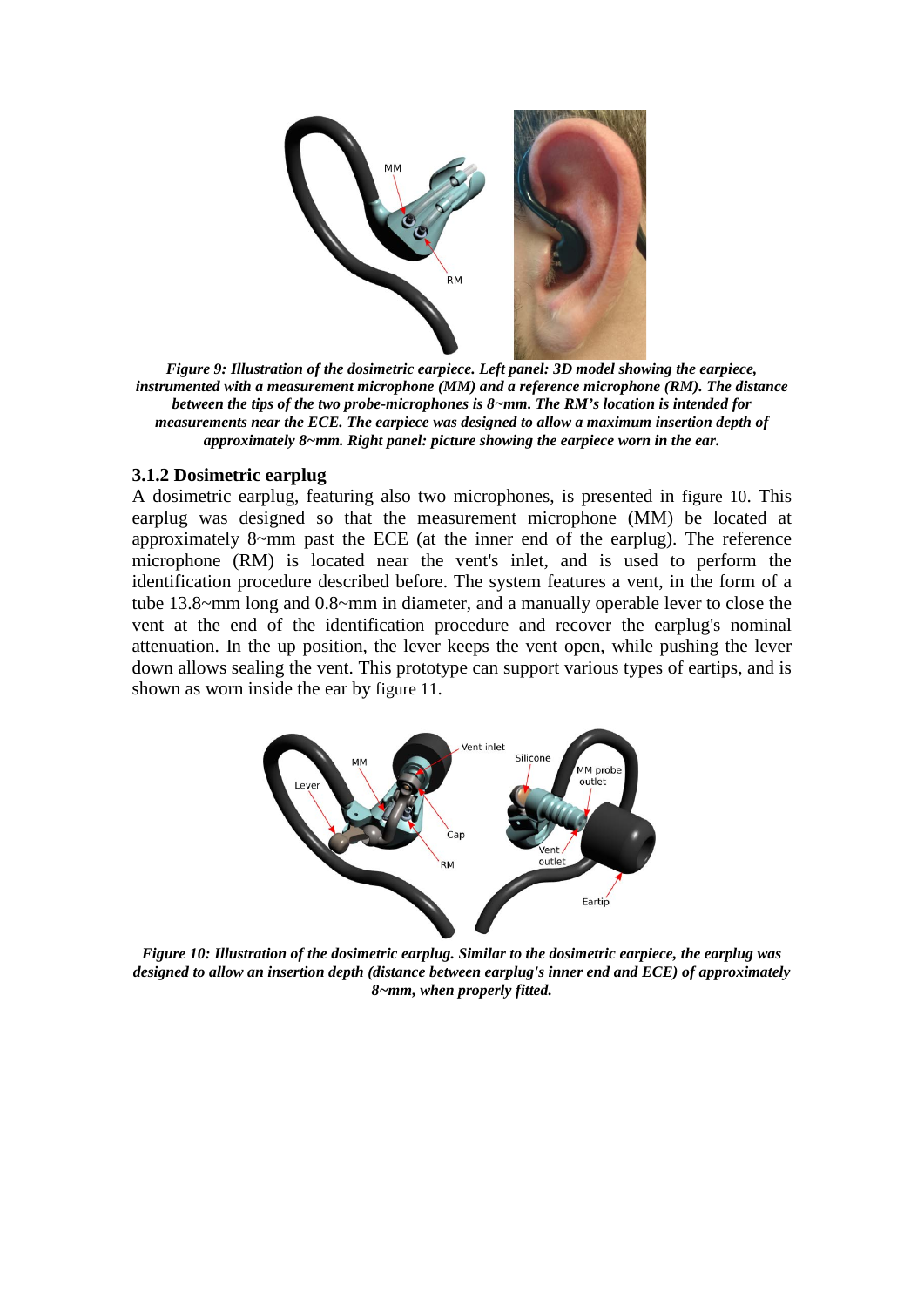*Figure 9: Illustration of the dosimetric earpiece. Left panel: 3D model showing the earpiece, instrumented with a measurement microphone (MM) and a reference microphone (RM). The distance between the tips of the two probe-microphones is 8~mm. The RM's location is intended for measurements near the ECE. The earpiece was designed to allow a maximum insertion depth of approximately 8~mm. Right panel: picture showing the earpiece worn in the ear.*

### 3.1.2 Dosimetric earplug

A dosimetric earplug, featuring also two microphones, is presented in figure 10. This earplug was designed so that the measurement microphone (MM) be located at approximately 8~mm past the ECE (at the inner end of the earplug). The reference microphone (RM) is located near the vent's inlet, and is used to perform the identification procedure described before. The system features a vent, in the form of a tube 13.8~mm long and 0.8~mm in diameter, and a manually operable lever to close the vent at the end of the identification procedure and recover the earplug's nominal attenuation. In the up position, the lever keeps the vent open, while pushing the lever down allows sealing the vent. This prototype can support various types of eartips, and is shown as worn inside the ear by figure 11.

*Figure 10: Illustration of the dosimetric earplug. Similar to the dosimetric earpiece, the earplug was designed to allow an insertion depth (distance between earplug's inner end and ECE) of approximately 8~mm, when properly fitted.*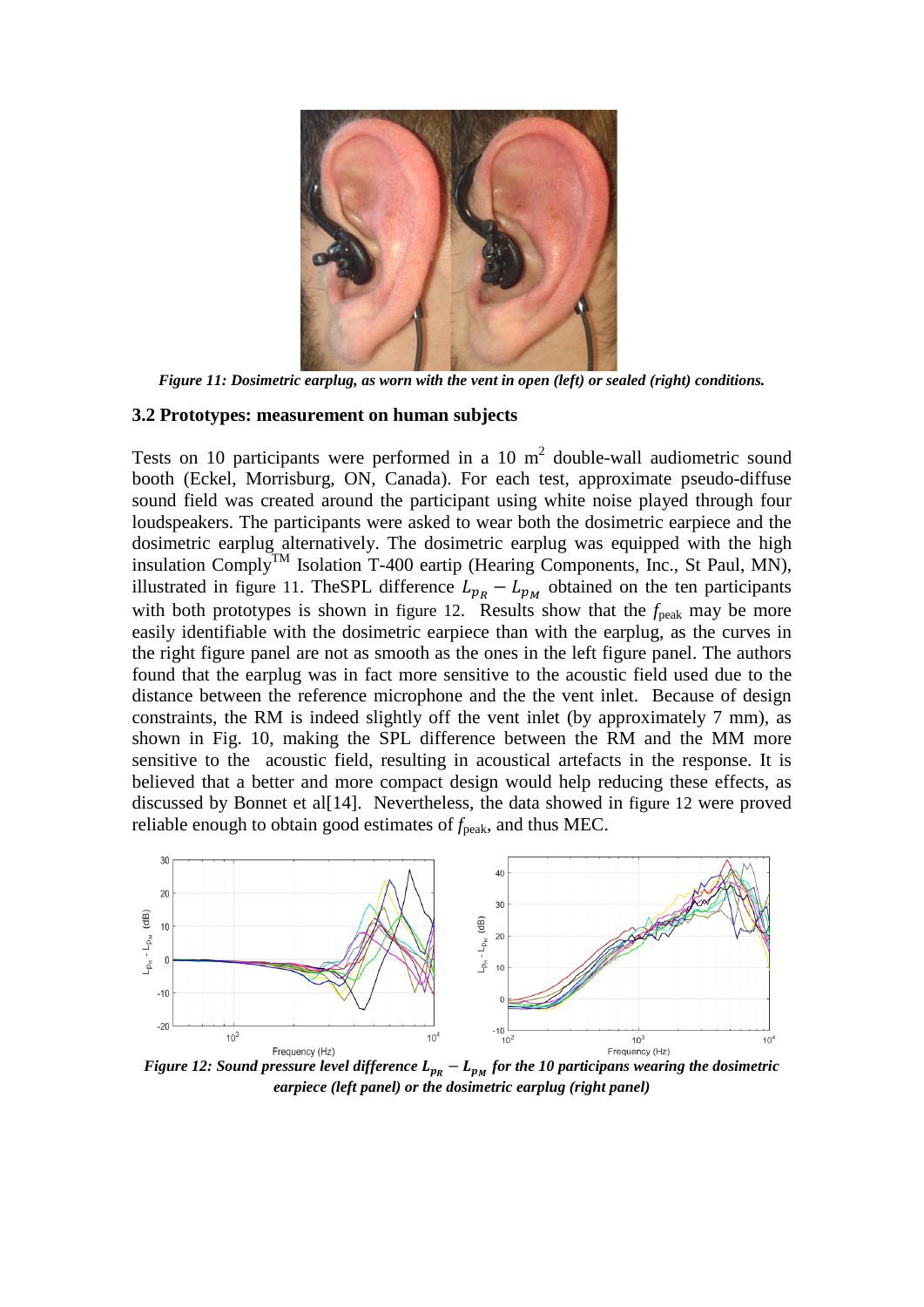*Figure 11: Dosimetric earplug, as worn with the vent in open (left) or sealed (right) conditions.*

### 3.2 Prototypes: measurement on human subjects

Tests on 10 participants were performed in a 10 m$^2$ double-wall audiometric sound booth (Eckel, Morrisburg, ON, Canada). For each test, approximate pseudo-diffuse sound field was created around the participant using white noise played through four loudspeakers. The participants were asked to wear both the dosimetric earpiece and the dosimetric earplug alternatively. The dosimetric earplug was equipped with the high insulation Comply$^{TM}$ Isolation T-400 eartip (Hearing Components, Inc., St Paul, MN), illustrated in figure 11. TheSPL difference $L_{p_R} - L_{p_M}$ obtained on the ten participants with both prototypes is shown in figure 12. Results show that the $f_{\text{peak}}$ may be more easily identifiable with the dosimetric earpiece than with the earplug, as the curves in the right figure panel are not as smooth as the ones in the left figure panel. The authors found that the earplug was in fact more sensitive to the acoustic field used due to the distance between the reference microphone and the the vent inlet. Because of design constraints, the RM is indeed slightly off the vent inlet (by approximately 7 mm), as shown in Fig. 10, making the SPL difference between the RM and the MM more sensitive to the acoustic field, resulting in acoustical artefacts in the response. It is believed that a better and more compact design would help reducing these effects, as discussed by Bonnet et al[14]. Nevertheless, the data showed in figure 12 were proved reliable enough to obtain good estimates of $f_{\text{peak}}$, and thus MEC.

***Figure 12: Sound pressure level difference $L_{p_R} - L_{p_M}$ for the 10 participans wearing the dosimetric earpiece (left panel) or the dosimetric earplug (right panel)***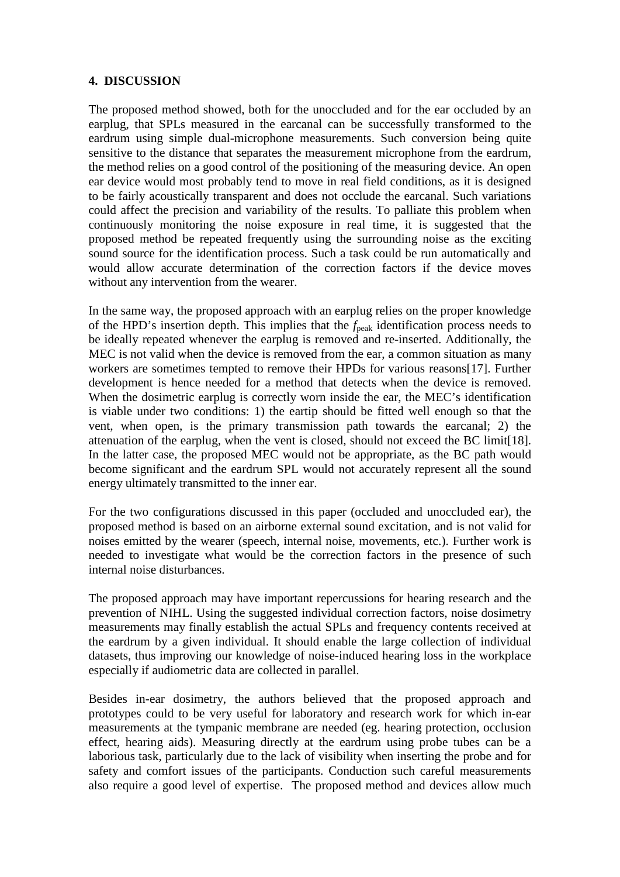## 4. DISCUSSION

The proposed method showed, both for the unoccluded and for the ear occluded by an earplug, that SPLs measured in the earcanal can be successfully transformed to the eardrum using simple dual-microphone measurements. Such conversion being quite sensitive to the distance that separates the measurement microphone from the eardrum, the method relies on a good control of the positioning of the measuring device. An open ear device would most probably tend to move in real field conditions, as it is designed to be fairly acoustically transparent and does not occlude the earcanal. Such variations could affect the precision and variability of the results. To palliate this problem when continuously monitoring the noise exposure in real time, it is suggested that the proposed method be repeated frequently using the surrounding noise as the exciting sound source for the identification process. Such a task could be run automatically and would allow accurate determination of the correction factors if the device moves without any intervention from the wearer.

In the same way, the proposed approach with an earplug relies on the proper knowledge of the HPD's insertion depth. This implies that the $f_{peak}$ identification process needs to be ideally repeated whenever the earplug is removed and re-inserted. Additionally, the MEC is not valid when the device is removed from the ear, a common situation as many workers are sometimes tempted to remove their HPDs for various reasons[17]. Further development is hence needed for a method that detects when the device is removed. When the dosimetric earplug is correctly worn inside the ear, the MEC's identification is viable under two conditions: 1) the eartip should be fitted well enough so that the vent, when open, is the primary transmission path towards the earcanal; 2) the attenuation of the earplug, when the vent is closed, should not exceed the BC limit[18]. In the latter case, the proposed MEC would not be appropriate, as the BC path would become significant and the eardrum SPL would not accurately represent all the sound energy ultimately transmitted to the inner ear.

For the two configurations discussed in this paper (occluded and unoccluded ear), the proposed method is based on an airborne external sound excitation, and is not valid for noises emitted by the wearer (speech, internal noise, movements, etc.). Further work is needed to investigate what would be the correction factors in the presence of such internal noise disturbances.

The proposed approach may have important repercussions for hearing research and the prevention of NIHL. Using the suggested individual correction factors, noise dosimetry measurements may finally establish the actual SPLs and frequency contents received at the eardrum by a given individual. It should enable the large collection of individual datasets, thus improving our knowledge of noise-induced hearing loss in the workplace especially if audiometric data are collected in parallel.

Besides in-ear dosimetry, the authors believed that the proposed approach and prototypes could to be very useful for laboratory and research work for which in-ear measurements at the tympanic membrane are needed (eg. hearing protection, occlusion effect, hearing aids). Measuring directly at the eardrum using probe tubes can be a laborious task, particularly due to the lack of visibility when inserting the probe and for safety and comfort issues of the participants. Conduction such careful measurements also require a good level of expertise. The proposed method and devices allow much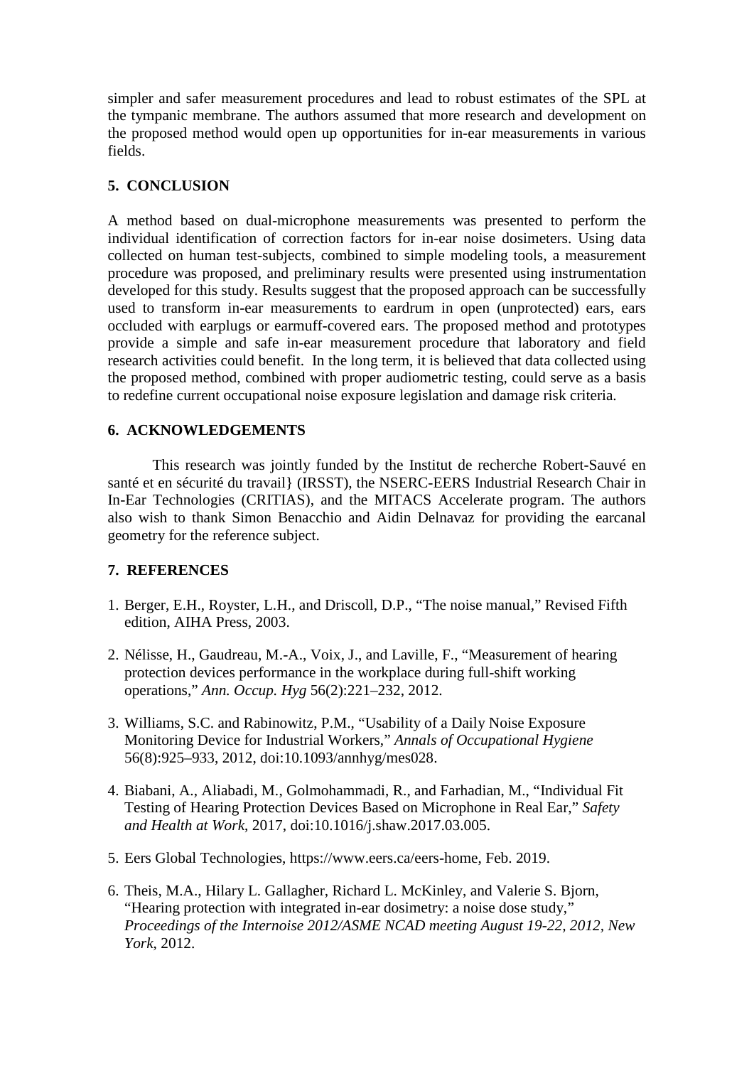simpler and safer measurement procedures and lead to robust estimates of the SPL at the tympanic membrane. The authors assumed that more research and development on the proposed method would open up opportunities for in-ear measurements in various fields.

## 5. CONCLUSION

A method based on dual-microphone measurements was presented to perform the individual identification of correction factors for in-ear noise dosimeters. Using data collected on human test-subjects, combined to simple modeling tools, a measurement procedure was proposed, and preliminary results were presented using instrumentation developed for this study. Results suggest that the proposed approach can be successfully used to transform in-ear measurements to eardrum in open (unprotected) ears, ears occluded with earplugs or earmuff-covered ears. The proposed method and prototypes provide a simple and safe in-ear measurement procedure that laboratory and field research activities could benefit. In the long term, it is believed that data collected using the proposed method, combined with proper audiometric testing, could serve as a basis to redefine current occupational noise exposure legislation and damage risk criteria.

## 6. ACKNOWLEDGEMENTS

This research was jointly funded by the Institut de recherche Robert-Sauvé en santé et en sécurité du travail} (IRSST), the NSERC-EERS Industrial Research Chair in In-Ear Technologies (CRITIAS), and the MITACS Accelerate program. The authors also wish to thank Simon Benacchio and Aidin Delnavaz for providing the earcanal geometry for the reference subject.

## 7. REFERENCES

1. Berger, E.H., Royster, L.H., and Driscoll, D.P., “The noise manual,” Revised Fifth edition, AIHA Press, 2003.

2. Nélisse, H., Gaudreau, M.-A., Voix, J., and Laville, F., “Measurement of hearing protection devices performance in the workplace during full-shift working operations,” *Ann. Occup. Hyg* 56(2):221–232, 2012.

3. Williams, S.C. and Rabinowitz, P.M., “Usability of a Daily Noise Exposure Monitoring Device for Industrial Workers,” *Annals of Occupational Hygiene* 56(8):925–933, 2012, doi:10.1093/annhyg/mes028.

4. Biabani, A., Aliabadi, M., Golmohammadi, R., and Farhadian, M., “Individual Fit Testing of Hearing Protection Devices Based on Microphone in Real Ear,” *Safety and Health at Work*, 2017, doi:10.1016/j.shaw.2017.03.005.

5. Eers Global Technologies, https://www.eers.ca/eers-home, Feb. 2019.

6. Theis, M.A., Hilary L. Gallagher, Richard L. McKinley, and Valerie S. Bjorn, “Hearing protection with integrated in-ear dosimetry: a noise dose study,” *Proceedings of the Internoise 2012/ASME NCAD meeting August 19-22, 2012, New York*, 2012.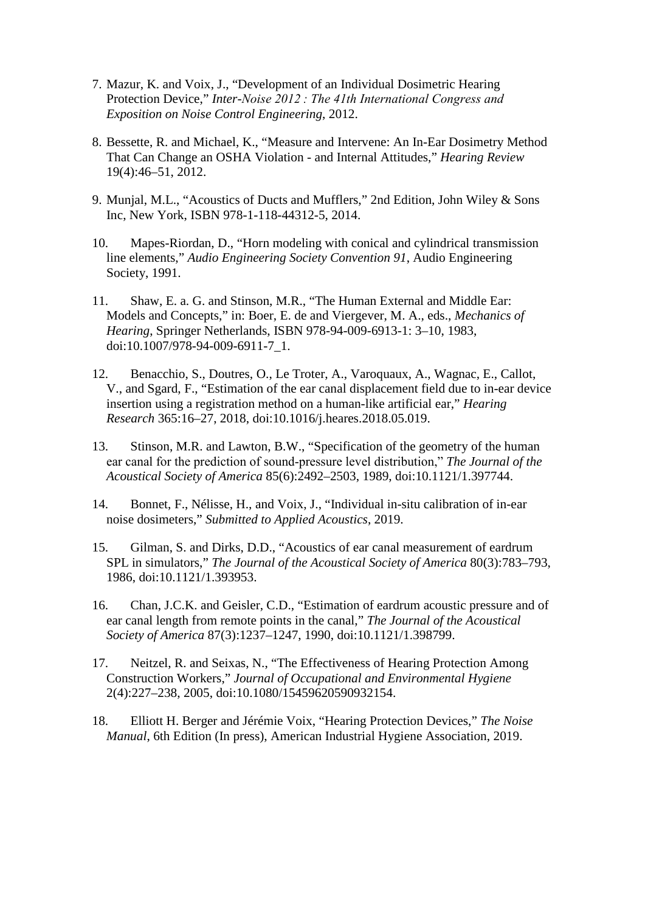7. Mazur, K. and Voix, J., “Development of an Individual Dosimetric Hearing Protection Device,” *Inter-Noise 2012 : The 41th International Congress and Exposition on Noise Control Engineering*, 2012.

8. Bessette, R. and Michael, K., “Measure and Intervene: An In-Ear Dosimetry Method That Can Change an OSHA Violation - and Internal Attitudes,” *Hearing Review* 19(4):46–51, 2012.

9. Munjal, M.L., “Acoustics of Ducts and Mufflers,” 2nd Edition, John Wiley & Sons Inc, New York, ISBN 978-1-118-44312-5, 2014.

10. Mapes-Riordan, D., “Horn modeling with conical and cylindrical transmission line elements,” *Audio Engineering Society Convention 91*, Audio Engineering Society, 1991.

11. Shaw, E. a. G. and Stinson, M.R., “The Human External and Middle Ear: Models and Concepts,” in: Boer, E. de and Viergever, M. A., eds., *Mechanics of Hearing*, Springer Netherlands, ISBN 978-94-009-6913-1: 3–10, 1983, doi:10.1007/978-94-009-6911-7_1.

12. Benacchio, S., Doutres, O., Le Troter, A., Varoquaux, A., Wagnac, E., Callot, V., and Sgard, F., “Estimation of the ear canal displacement field due to in-ear device insertion using a registration method on a human-like artificial ear,” *Hearing Research* 365:16–27, 2018, doi:10.1016/j.heares.2018.05.019.

13. Stinson, M.R. and Lawton, B.W., “Specification of the geometry of the human ear canal for the prediction of sound-pressure level distribution,” *The Journal of the Acoustical Society of America* 85(6):2492–2503, 1989, doi:10.1121/1.397744.

14. Bonnet, F., Nélisse, H., and Voix, J., “Individual in-situ calibration of in-ear noise dosimeters,” *Submitted to Applied Acoustics*, 2019.

15. Gilman, S. and Dirks, D.D., “Acoustics of ear canal measurement of eardrum SPL in simulators,” *The Journal of the Acoustical Society of America* 80(3):783–793, 1986, doi:10.1121/1.393953.

16. Chan, J.C.K. and Geisler, C.D., “Estimation of eardrum acoustic pressure and of ear canal length from remote points in the canal,” *The Journal of the Acoustical Society of America* 87(3):1237–1247, 1990, doi:10.1121/1.398799.

17. Neitzel, R. and Seixas, N., “The Effectiveness of Hearing Protection Among Construction Workers,” *Journal of Occupational and Environmental Hygiene* 2(4):227–238, 2005, doi:10.1080/15459620590932154.

18. Elliott H. Berger and Jérémie Voix, “Hearing Protection Devices,” *The Noise Manual*, 6th Edition (In press), American Industrial Hygiene Association, 2019.